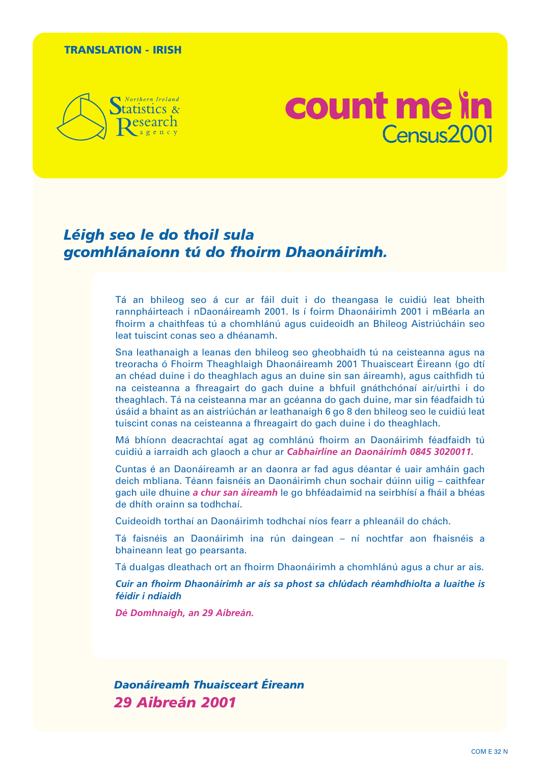**TRANSLATION - IRISH**

Northern Ireland Statistics & Research agency

**count me in**
Census2001

## *Léigh seo le do thoil sula gcomhlánaíonn tú do fhoirm Dhaonáirimh.*

Tá an bhileog seo á cur ar fáil duit i do theangasa le cuidiú leat bheith rannpháirteach i nDaonáireamh 2001. Is í foirm Dhaonáirimh 2001 i mBéarla an fhoirm a chaithfeas tú a chomhlánú agus cuideoidh an Bhileog Aistriúcháin seo leat tuiscint conas seo a dhéanamh.

Sna leathanaigh a leanas den bhileog seo gheobhaidh tú na ceisteanna agus na treoracha ó Fhoirm Theaghlaigh Dhaonáireamh 2001 Thuaisceart Éireann (go dtí an chéad duine i do theaghlach agus an duine sin san áireamh), agus caithfidh tú na ceisteanna a fhreagairt do gach duine a bhfuil gnáthchónaí air/uirthi i do theaghlach. Tá na ceisteanna mar an gcéanna do gach duine, mar sin féadfaidh tú úsáid a bhaint as an aistriúchán ar leathanaigh 6 go 8 den bhileog seo le cuidiú leat tuiscint conas na ceisteanna a fhreagairt do gach duine i do theaghlach.

Má bhíonn deacrachtaí agat ag comhlánú fhoirm an Daonáirimh féadfaidh tú cuidiú a iarraidh ach glaoch a chur ar ***Cabhairline an Daonáirimh 0845 3020011.***

Cuntas é an Daonáireamh ar an daonra ar fad agus déantar é uair amháin gach deich mbliana. Téann faisnéis an Daonáirimh chun sochair dúinn uilig – caithfear gach uile dhuine ***a chur san áireamh*** le go bhféadaimid na seirbhísí a fháil a bhéas de dhíth orainn sa todhchaí.

Cuideoidh torthaí an Daonáirimh todhchaí níos fearr a phleanáil do chách.

Tá faisnéis an Daonáirimh ina rún daingean – ní nochtfar aon fhaisnéis a bhaineann leat go pearsanta.

Tá dualgas dleathach ort an fhoirm Dhaonáirimh a chomhlánú agus a chur ar ais.

***Cuir an fhoirm Dhaonáirimh ar ais sa phost sa chlúdach réamhdhíolta a luaithe is féidir i ndiaidh***

***Dé Domhnaigh, an 29 Aibreán.***

***Daonáireamh Thuaisceart Éireann***

***29 Aibreán 2001***

COM E 32 N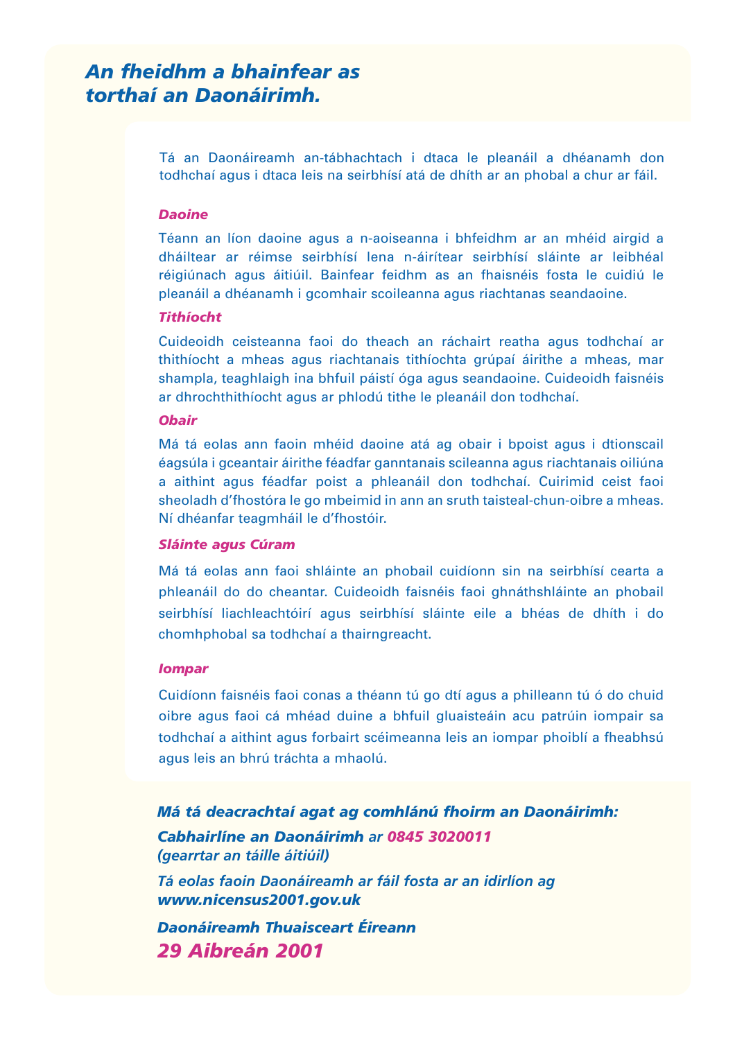# *An fheidhm a bhainfear as torthaí an Daonáirimh.*

Tá an Daonáireamh an-tábhachtach i dtaca le pleanáil a dhéanamh don todhchaí agus i dtaca leis na seirbhísí atá de dhíth ar an phobal a chur ar fáil.

### *Daoine*

Téann an líon daoine agus a n-aoiseanna i bhfeidhm ar an mhéid airgid a dháiltear ar réimse seirbhísí lena n-áirítear seirbhísí sláinte ar leibhéal réigiúnach agus áitiúil. Bainfear feidhm as an fhaisnéis fosta le cuidiú le pleanáil a dhéanamh i gcomhair scoileanna agus riachtanas seandaoine.

### *Tithíocht*

Cuideoidh ceisteanna faoi do theach an rácháirt reatha agus todhchaí ar thithíocht a mheas agus riachtanais tithíochta grúpaí áirithe a mheas, mar shampla, teaghlaigh ina bhfuil páistí óga agus seandaoine. Cuideoidh faisnéis ar dhrochthithíocht agus ar phlodú tithe le pleanáil don todhchaí.

### *Obair*

Má tá eolas ann faoin mhéid daoine atá ag obair i bpoist agus i dtionscail éagsúla i gceantair áirithe féadfar ganntanais scileanna agus riachtanais oiliúna a aithint agus féadfar poist a phleanáil don todhchaí. Cuirimid ceist faoi sheoladh d'fhostóra le go mbeimid in ann an sruth taisteal-chun-oibre a mheas. Ní dhéanfar teagmháil le d'fhostóir.

### *Sláinte agus Cúram*

Má tá eolas ann faoi shláinte an phobail cuidíonn sin na seirbhísí cearta a phleanáil do do cheantar. Cuideoidh faisnéis faoi ghnáthshláinte an phobail seirbhísí liachleachtóirí agus seirbhísí sláinte eile a bhéas de dhíth i do chomhphobal sa todhchaí a thairngreacht.

### *Iompar*

Cuidíonn faisnéis faoi conas a théann tú go dtí agus a philleann tú ó do chuid oibre agus faoi cá mhéad duine a bhfuil gluaisteáin acu patrúin iompair sa todhchaí a aithint agus forbairt scéimeanna leis an iompar phoiblí a fheabhsú agus leis an bhrú tráchta a mhaolú.

***Má tá deacrachtaí agat ag comhlánú fhoirm an Daonáirimh:***

***Cabhairlíne an Daonáirimh** ar **0845 3020011***
***(gearrtar an táille áitiúil)***

***Tá eolas faoin Daonáireamh ar fáil fosta ar an idirlíon ag www.nicensus2001.gov.uk***

***Daonáireamh Thuaisceart Éireann***

***29 Aibreán 2001***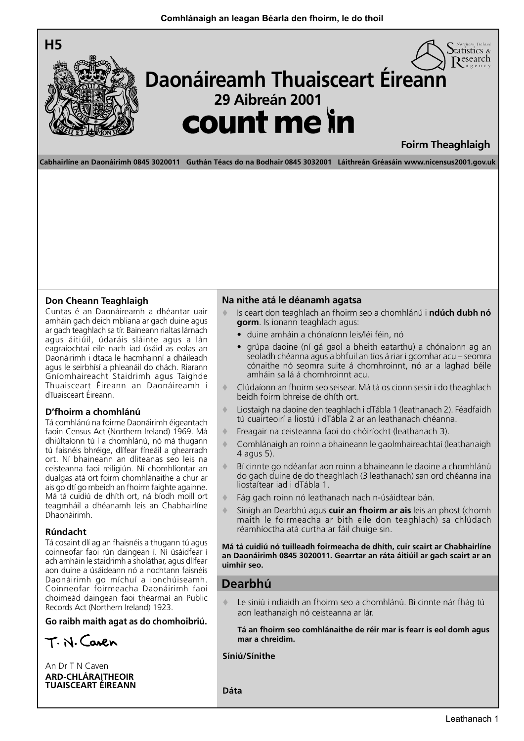Comhlánaigh an leagan Béarla den fhoirm, le do thoil

H5

# Daonáireamh Thuaisceart Éireann

**29 Aibreán 2001**

**count me in**

**Foirm Theaghlaigh**

**Cabhairlíne an Daonáirimh 0845 3020011 Guthán Téacs do na Bodhair 0845 3032001 Láithreán Gréasáin www.nicensus2001.gov.uk**

### Don Cheann Teaghlaigh

Cuntas é an Daonáireamh a dhéantar uair amháin gach deich mbliana ar gach duine agus ar gach teaghlach sa tír. Baineann rialtas lárnach agus áitiúil, údaráis sláinte agus a lán eagraíochtaí eile nach iad úsáid as eolas an Daonáirimh i dtaca le hacmhainní a dháileadh agus le seirbhísí a phleanáil do chách. Riarann Gníomhaireacht Staidrimh agus Taighde Thuaisceart Éireann an Daonáireamh i dTuaisceart Éireann.

### D'fhoirm a chomhlánú

Tá comhlánú na foirme Daonáirimh éigeantach faoin Census Act (Northern Ireland) 1969. Má dhiúltaíonn tú í a chomhlánú, nó má thugann tú faisnéis bhréige, dlífear fíneáil a ghearradh ort. Ní bhaineann an dliteanas seo leis na ceisteanna faoi reiligiún. Ní chomhlíontar an dualgas atá ort foirm chomhlánaithe a chur ar ais go dtí go mbeidh an fhoirm faighte againne. Má tá cuidiú de dhíth ort, ná bíodh moill ort teagmháil a dhéanamh leis an Chabhairlíne Dhaonáirimh.

### Rúndacht

Tá cosaint dlí ag an fhaisnéis a thugann tú agus coinneofar faoi rún daingean í. Ní úsáidfear í ach amháin le staidrimh a sholáthar, agus dlífear aon duine a úsáideann nó a nochtann faisnéis Daonáirimh go míchuí a ionchúiseamh. Coinneofar foirmeacha Daonáirimh faoi choimeád daingean faoi théarmaí an Public Records Act (Northern Ireland) 1923.

**Go raibh maith agat as do chomhoibriú.**

T. N. Caven

An Dr T N Caven
**ARD-CHLÁRAITHEOIR TUAISCEART ÉIREANN**

### Na nithe atá le déanamh agatsa

- Is ceart don teaghlach an fhoirm seo a chomhlánú i **ndúch dubh nó gorm**. Is ionann teaghlach agus:
  - duine amháin a chónaíonn leis/léi féin, nó
  - grúpa daoine (ní gá gaol a bheith eatarthu) a chónaíonn ag an seoladh chéanna agus a bhfuil an tíos á riar i gcomhar acu – seomra cónaithe nó seomra suite á chomhroinnt, nó ar a laghad béile amháin sa lá á chomhroinnt acu.
- Clúdaíonn an fhoirm seo seisear. Má tá os cionn seisir i do theaghlach beidh foirm bhreise de dhíth ort.
- Liostaigh na daoine den teaghlach i dTábla 1 (leathanach 2). Féadfaidh tú cuairteoirí a liostú i dTábla 2 ar an leathanach chéanna.
- Freagair na ceisteanna faoi do chóiríocht (leathanach 3).
- Comhlánaigh an roinn a bhaineann le gaolmhaireachtaí (leathanaigh 4 agus 5).
- Bí cinnte go ndéanfar aon roinn a bhaineann le daoine a chomhlánú do gach duine de do theaghlach (3 leathanach) san ord chéanna ina liostaítear iad i dTábla 1.
- Fág gach roinn nó leathanach nach n-úsáidtear bán.
- Sínigh an Dearbhú agus **cuir an fhoirm ar ais** leis an phost (chomh maith le foirmeacha ar bith eile don teaghlach) sa chlúdach réamhíoctha atá curtha ar fáil chuige sin.

**Má tá cuidiú nó tuilleadh foirmeacha de dhíth, cuir scairt ar Chabhairlíne an Daonáirimh 0845 3020011. Gearrtar an ráta áitiúil ar gach scairt ar an uimhir seo.**

## Dearbhú

- Le síniú i ndiaidh an fhoirm seo a chomhlánú. Bí cinnte nár fhág tú aon leathanaigh nó ceisteanna ar lár.

**Tá an fhoirm seo comhlánaithe de réir mar is fearr is eol domh agus mar a chreidim.**

**Síniú/Sínithe**

**Dáta**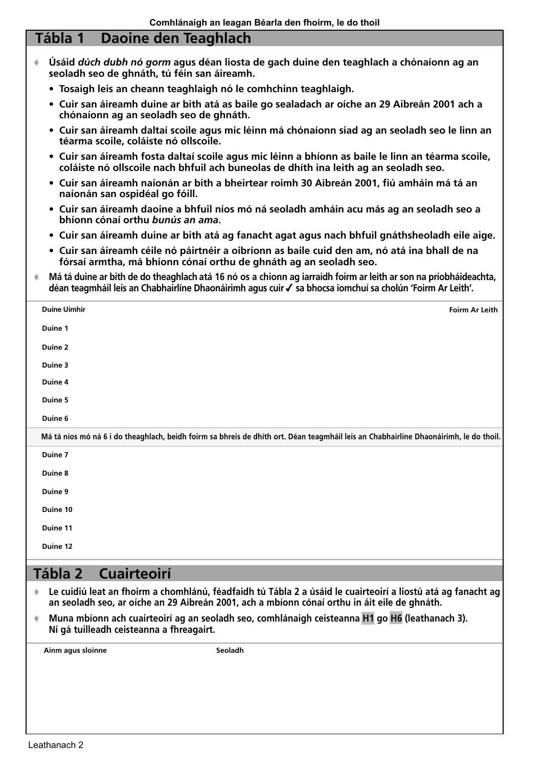Comhlánaigh an leagan Béarla den fhoirm, le do thoil

## Tábla 1 Daoine den Teaghlach

- **Úsáid *dúch dubh nó gorm* agus déan liosta de gach duine den teaghlach a chónaíonn ag an seoladh seo de ghnáth, tú féin san áireamh.**
  - **Tosaigh leis an cheann teaghlaigh nó le comhchinn teaghlaigh.**
  - **Cuir san áireamh duine ar bith atá as baile go sealadach ar oíche an 29 Aibreán 2001 ach a chónaíonn ag an seoladh seo de ghnáth.**
  - **Cuir san áireamh daltaí scoile agus mic léinn má chónaíonn siad ag an seoladh seo le linn an téarma scoile, coláiste nó ollscoile.**
  - **Cuir san áireamh fosta daltaí scoile agus mic léinn a bhíonn as baile le linn an téarma scoile, coláiste nó ollscoile nach bhfuil ach buneolas de dhíth ina leith ag an seoladh seo.**
  - **Cuir san áireamh naíonán ar bith a bheirtear roimh 30 Aibreán 2001, fiú amháin má tá an naíonán san ospidéal go fóill.**
  - **Cuir san áireamh daoine a bhfuil níos mó ná seoladh amháin acu más ag an seoladh seo a bhíonn cónaí orthu *bunús an ama*.**
  - **Cuir san áireamh duine ar bith atá ag fanacht agat agus nach bhfuil gnáthsheoladh eile aige.**
  - **Cuir san áireamh céile nó páirtnéir a oibríonn as baile cuid den am, nó atá ina bhall de na fórsaí armtha, má bhíonn cónaí orthu de ghnáth ag an seoladh seo.**
- **Má tá duine ar bith de do theaghlach atá 16 nó os a chionn ag iarraidh foirm ar leith ar son na príobháideachta, déan teagmháil leis an Chabhairlíne Dhaonáirimh agus cuir ✓ sa bhocsa iomchuí sa cholún 'Foirm Ar Leith'.**

| Duine Uimhir | Foirm Ar Leith |
|---|---|
| Duine 1 | |
| Duine 2 | |
| Duine 3 | |
| Duine 4 | |
| Duine 5 | |
| Duine 6 | |
| **Má tá níos mó ná 6 i do theaghlach, beidh foirm sa bhreis de dhíth ort. Déan teagmháil leis an Chabhairlíne Dhaonáirimh, le do thoil.** | |
| Duine 7 | |
| Duine 8 | |
| Duine 9 | |
| Duine 10 | |
| Duine 11 | |
| Duine 12 | |

## Tábla 2 Cuairteoirí

- **Le cuidiú leat an fhoirm a chomhlánú, féadfaidh tú Tábla 2 a úsáid le cuairteoirí a liostú atá ag fanacht ag an seoladh seo, ar oíche an 29 Aibreán 2001, ach a mbíonn cónaí orthu in áit eile de ghnáth.**
- **Muna mbíonn ach cuairteoirí ag an seoladh seo, comhlánaigh ceisteanna H1 go H6 (leathanach 3). Ní gá tuilleadh ceisteanna a fhreagairt.**

| Ainm agus sloinne | Seoladh |
|---|---|
| | |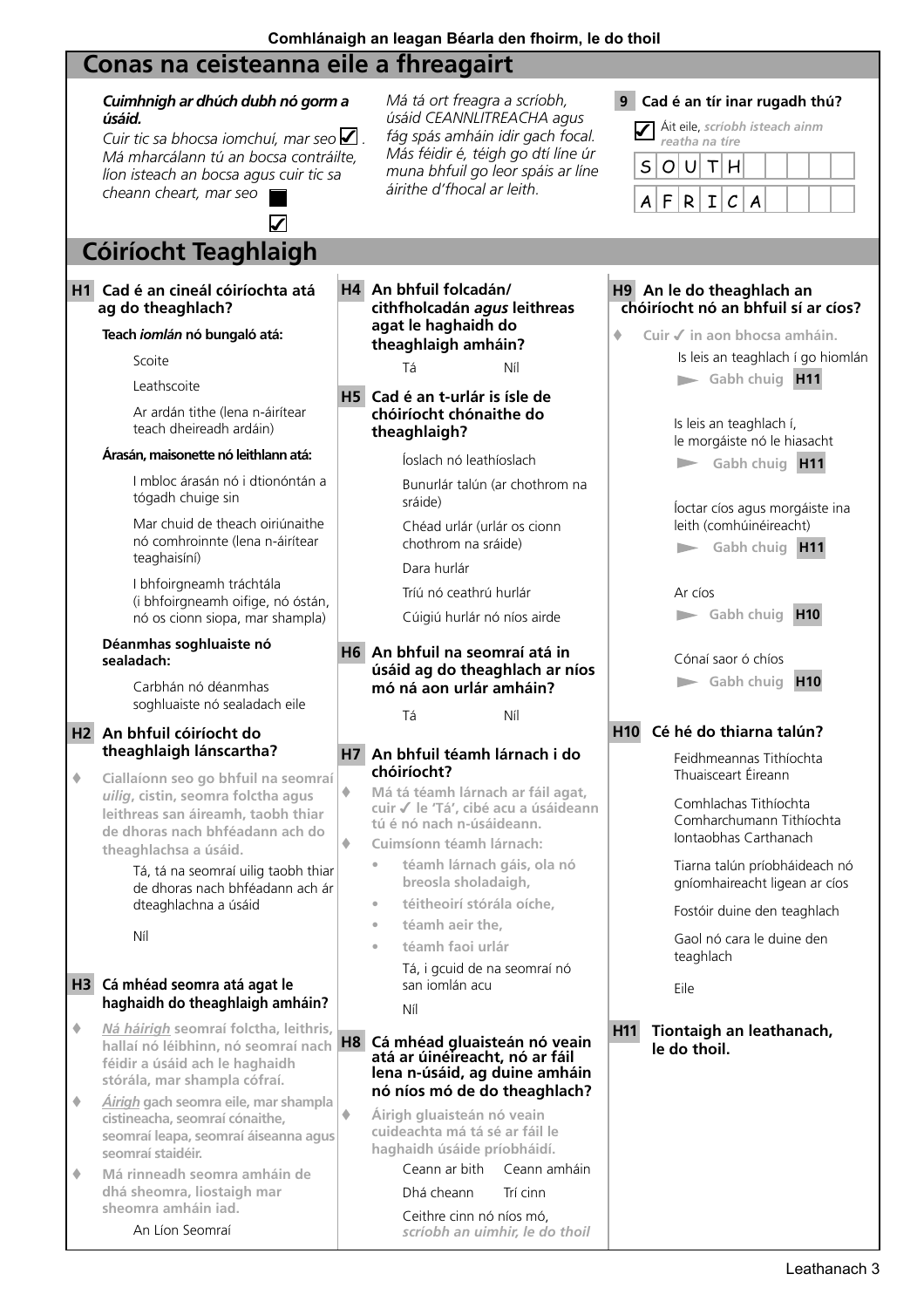**Comhlánaigh an leagan Béarla den fhoirm, le do thoil**

## Conas na ceisteanna eile a fhreagairt

***Cuimhnigh ar dhúch dubh nó gorm a úsáid.***

*Cuir tic sa bhocsa iomchuí, mar seo* ☑. *Má mharcálann tú an bocsa contráilte, líon isteach an bocsa agus cuir tic sa cheann ceart, mar seo* ■ ☑

*Má tá ort freagra a scríobh, úsáid CEANNLITREACHA agus fág spás amháin idir gach focal. Más féidir é, téigh go dtí líne úr muna bhfuil go leor spáis ar líne áirithe d'fhocal ar leith.*

**9 Cad é an tír inar rugadh thú?**

☑ Áit eile, ***scríobh isteach ainm reatha na tíre***

| S | O | U | T | H |
|---|---|---|---|---|
| A | F | R | I | C | A |

## Cóiríocht Teaghlaigh

**H1 Cad é an cineál cóiríochta atá ag do theaghlach?**

**Teach *iomlán* nó bungaló atá:**

- Scoite
- Leathscoite
- Ar ardán tithe (lena n-áirítear teach dheireadh ardáin)

**Árasán, maisonette nó leithlann atá:**

- I mbloc árasán nó i dtionóntán a tógadh chuige sin
- Mar chuid de theach oiriúnaithe nó comhroinnte (lena n-áirítear teaghaisíní)
- I bhfoirgneamh tráchtála (i bhfoirgneamh oifige, nó óstán, nó os cionn siopa, mar shampla)

**Déanmhas soghluaiste nó sealadach:**

- Carbhán nó déanmhas soghluaiste nó sealadach eile

**H2 An bhfuil cóiríocht do theaghlaigh lánscartha?**

♦ **Ciallaíonn seo go bhfuil na seomraí *uilig*, cistin, seomra folctha agus leithreas san áireamh, taobh thiar de dhoras nach bhféadann ach do theaghlachsa a úsáid.**

- Tá, tá na seomraí uilig taobh thiar de dhoras nach bhféadann ach ár dteaghlachna a úsáid
- Níl

**H3 Cá mhéad seomra atá agat le haghaidh do theaghlaigh amháin?**

♦ ***Ná háirigh*** **seomraí folctha, leithris, hallaí nó léibhinn, nó seomraí nach féidir a úsáid ach le haghaidh stórála, mar shampla cófraí.**

♦ ***Áirigh*** **gach seomra eile, mar shampla cistineacha, seomraí cónaithe, seomraí leapa, seomraí áiseanna agus seomraí staidéir.**

♦ **Má rinneadh seomra amháin de dhá sheomra, liostaigh mar sheomra amháin iad.**

An Líon Seomraí

**H4 An bhfuil folcadán/ cithfholcadán *agus* leithreas agat le haghaidh do theaghlaigh amháin?**

- Tá
- Níl

**H5 Cad é an t-urlár is ísle de chóiríocht chónaithe do theaghlaigh?**

- Íoslach nó leathíoslach
- Bunurlár talún (ar chothrom na sráide)
- Chéad urlár (urlár os cionn chothrom na sráide)
- Dara hurlár
- Tríú nó ceathrú hurlár
- Cúigiú hurlár nó níos airde

**H6 An bhfuil na seomraí atá in úsáid ag do theaghlach ar níos mó ná aon urlár amháin?**

- Tá
- Níl

**H7 An bhfuil téamh lárnach i do chóiríocht?**

♦ **Má tá téamh lárnach ar fáil agat, cuir ✓ le 'Tá', cibé acu a úsáideann tú é nó nach n-úsáideann.**

♦ **Cuimsíonn téamh lárnach:**

- **téamh lárnach gáis, ola nó breosla sholadaigh,**
- **téitheoirí stórála oíche,**
- **téamh aeir the,**
- **téamh faoi urlár**

- Tá, i gcuid de na seomraí nó san iomlán acu
- Níl

**H8 Cá mhéad gluaisteán nó veain atá ar úinéireacht, nó ar fáil lena n-úsáid, ag duine amháin nó níos mó de do theaghlach?**

♦ **Áirigh gluaisteán nó veain cuideachta má tá sé ar fáil le haghaidh úsáide príobháidí.**

- Ceann ar bith
- Ceann amháin
- Dhá cheann
- Trí cinn
- Ceithre cinn nó níos mó, ***scríobh an uimhir, le do thoil***

**H9 An le do theaghlach an chóiríocht nó an bhfuil sí ar cíos?**

♦ **Cuir ✓ in aon bhocsa amháin.**

- Is leis an teaghlach í go hiomlán ► **Gabh chuig H11**
- Is leis an teaghlach í, le morgáiste nó le hiasacht ► **Gabh chuig H11**
- Íoctar cíos agus morgáiste ina leith (comhúinéireacht) ► **Gabh chuig H11**
- Ar cíos ► **Gabh chuig H10**
- Cónaí saor ó chíos ► **Gabh chuig H10**

**H10 Cé hé do thiarna talún?**

- Feidhmeannas Tithíochta Thuaisceart Éireann
- Comhlachas Tithíochta Comharchumann Tithíochta Iontaobhas Carthanach
- Tiarna talún príobháideach nó gníomhaireacht ligean ar cíos
- Fostóir duine den teaghlach
- Gaol nó cara le duine den teaghlach
- Eile

**H11 Tiontaigh an leathanach, le do thoil.**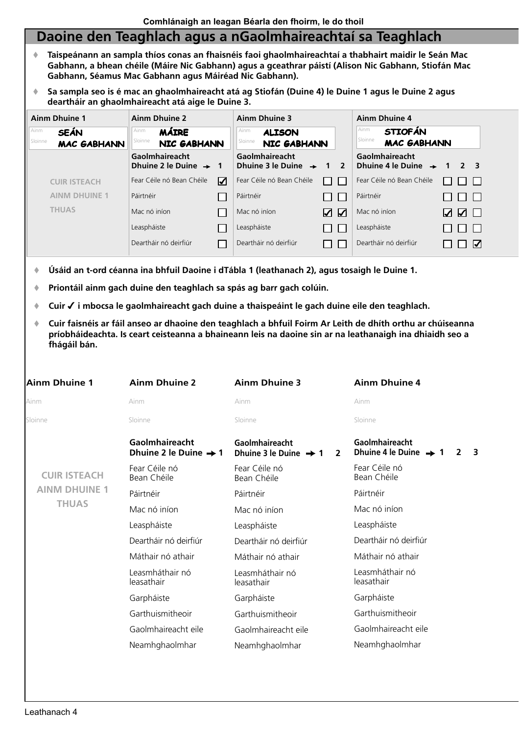Comhlánaigh an leagan Béarla den fhoirm, le do thoil

## Daoine den Teaghlach agus a nGaolmhaireachtaí sa Teaghlach

- **Taispeánann an sampla thíos conas an fhaisnéis faoi ghaolmhaireachtaí a thabhairt maidir le Seán Mac Gabhann, a bhean chéile (Máire Nic Gabhann) agus a gceathrar páistí (Alison Nic Gabhann, Stiofán Mac Gabhann, Séamus Mac Gabhann agus Máiréad Nic Gabhann).**
- **Sa sampla seo is é mac an ghaolmhaireacht atá ag Stiofán (Duine 4) le Duine 1 agus le Duine 2 agus deartháir an ghaolmhaireacht atá aige le Duine 3.**

| Ainm Dhuine 1 | Ainm Dhuine 2 | | Ainm Dhuine 3 | | | Ainm Dhuine 4 | | | |
|---|---|---|---|---|---|---|---|---|---|
| Ainm: SEÁN<br>Sloinne: MAC GABHANN | Ainm: MÁIRE<br>Sloinne: NIC GABHANN | | Ainm: ALISON<br>Sloinne: NIC GABHANN | | | Ainm: STIOFÁN<br>Sloinne: MAC GABHANN | | | |
| | **Gaolmhaireacht Dhuine 2 le Duine →** | **1** | **Gaolmhaireacht Dhuine 3 le Duine →** | **1** | **2** | **Gaolmhaireacht Dhuine 4 le Duine →** | **1** | **2** | **3** |
| CUIR ISTEACH AINM DHUINE 1 THUAS | Fear Céile nó Bean Chéile | ☑ | Fear Céile nó Bean Chéile | ☐ | ☐ | Fear Céile nó Bean Chéile | ☐ | ☐ | ☐ |
| | Páirtnéir | ☐ | Páirtnéir | ☐ | ☐ | Páirtnéir | ☐ | ☐ | ☐ |
| | Mac nó iníon | ☐ | Mac nó iníon | ☑ | ☑ | Mac nó iníon | ☑ | ☑ | ☐ |
| | Leaspháiste | ☐ | Leaspháiste | ☐ | ☐ | Leaspháiste | ☐ | ☐ | ☐ |
| | Deartháir nó deirfiúr | ☐ | Deartháir nó deirfiúr | ☐ | ☐ | Deartháir nó deirfiúr | ☐ | ☐ | ☑ |

- **Úsáid an t-ord céanna ina bhfuil Daoine i dTábla 1 (leathanach 2), agus tosaigh le Duine 1.**
- **Priontáil ainm gach duine den teaghlach sa spás ag barr gach colúin.**
- **Cuir ✓ i mbocsa le gaolmhaireacht gach duine a thaispeáint le gach duine eile den teaghlach.**
- **Cuir faisnéis ar fáil anseo ar dhaoine den teaghlach a bhfuil Foirm Ar Leith de dhíth orthu ar chúiseanna príobháideachta. Is ceart ceisteanna a bhaineann leis na daoine sin ar na leathanaigh ina dhiaidh seo a fhágáil bán.**

| Ainm Dhuine 1 | Ainm Dhuine 2 | | Ainm Dhuine 3 | | | Ainm Dhuine 4 | | | |
|---|---|---|---|---|---|---|---|---|---|
| Ainm | Ainm | | Ainm | | | Ainm | | | |
| Sloinne | Sloinne | | Sloinne | | | Sloinne | | | |
| | **Gaolmhaireacht Dhuine 2 le Duine →** | **1** | **Gaolmhaireacht Dhuine 3 le Duine →** | **1** | **2** | **Gaolmhaireacht Dhuine 4 le Duine →** | **1** | **2** | **3** |
| CUIR ISTEACH AINM DHUINE 1 THUAS | Fear Céile nó Bean Chéile | | Fear Céile nó Bean Chéile | | | Fear Céile nó Bean Chéile | | | |
| | Páirtnéir | | Páirtnéir | | | Páirtnéir | | | |
| | Mac nó iníon | | Mac nó iníon | | | Mac nó iníon | | | |
| | Leaspháiste | | Leaspháiste | | | Leaspháiste | | | |
| | Deartháir nó deirfiúr | | Deartháir nó deirfiúr | | | Deartháir nó deirfiúr | | | |
| | Máthair nó athair | | Máthair nó athair | | | Máthair nó athair | | | |
| | Leasmháthair nó leasathair | | Leasmháthair nó leasathair | | | Leasmháthair nó leasathair | | | |
| | Garpháiste | | Garpháiste | | | Garpháiste | | | |
| | Garthuismitheoir | | Garthuismitheoir | | | Garthuismitheoir | | | |
| | Gaolmhaireacht eile | | Gaolmhaireacht eile | | | Gaolmhaireacht eile | | | |
| | Neamhghaolmhar | | Neamhghaolmhar | | | Neamhghaolmhar | | | |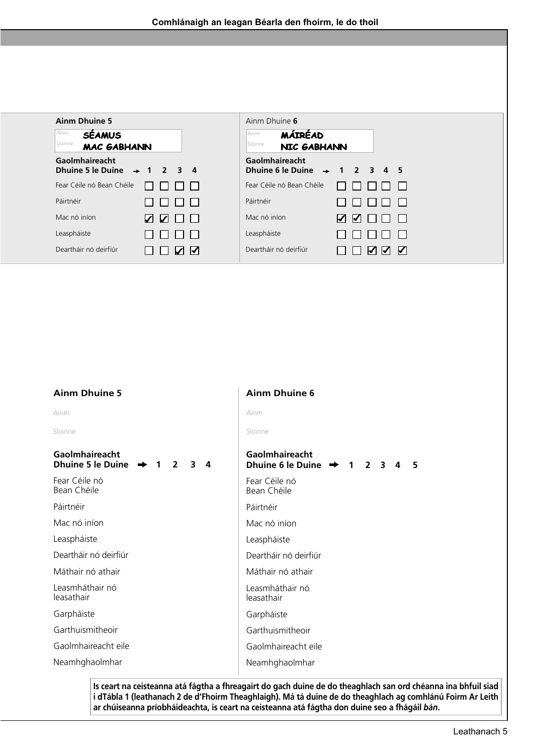**Comhlánaigh an leagan Béarla den fhoirm, le do thoil**

**Ainm Dhuine 5**

Ainm: **SÉAMUS**
Sloinne: **MAC GABHANN**

| Gaolmhaireacht Dhuine 5 le Duine → | 1 | 2 | 3 | 4 |
|---|---|---|---|---|
| Fear Céile nó Bean Chéile | ☐ | ☐ | ☐ | ☐ |
| Páirtnéir | ☐ | ☐ | ☐ | ☐ |
| Mac nó iníon | ☑ | ☑ | ☐ | ☐ |
| Leaspháiste | ☐ | ☐ | ☐ | ☐ |
| Deartháir nó deirfiúr | ☐ | ☐ | ☑ | ☑ |

Ainm Dhuine **6**

Ainm: **MÁIRÉAD**
Sloinne: **NIC GABHANN**

| Gaolmhaireacht Dhuine 6 le Duine → | 1 | 2 | 3 | 4 | 5 |
|---|---|---|---|---|---|
| Fear Céile nó Bean Chéile | ☐ | ☐ | ☐ | ☐ | ☐ |
| Páirtnéir | ☐ | ☐ | ☐ | ☐ | ☐ |
| Mac nó iníon | ☑ | ☑ | ☐ | ☐ | ☐ |
| Leaspháiste | ☐ | ☐ | ☐ | ☐ | ☐ |
| Deartháir nó deirfiúr | ☐ | ☐ | ☑ | ☑ | ☑ |

**Ainm Dhuine 5**

Ainm

Sloinne

| Gaolmhaireacht Dhuine 5 le Duine → | 1 | 2 | 3 | 4 |
|---|---|---|---|---|
| Fear Céile nó Bean Chéile | | | | |
| Páirtnéir | | | | |
| Mac nó iníon | | | | |
| Leaspháiste | | | | |
| Deartháir nó deirfiúr | | | | |
| Máthair nó athair | | | | |
| Leasmháthair nó leasathair | | | | |
| Garpháiste | | | | |
| Garthuismitheoir | | | | |
| Gaolmhaireacht eile | | | | |
| Neamhghaolmhar | | | | |

**Ainm Dhuine 6**

Ainm

Sloinne

| Gaolmhaireacht Dhuine 6 le Duine → | 1 | 2 | 3 | 4 | 5 |
|---|---|---|---|---|---|
| Fear Céile nó Bean Chéile | | | | | |
| Páirtnéir | | | | | |
| Mac nó iníon | | | | | |
| Leaspháiste | | | | | |
| Deartháir nó deirfiúr | | | | | |
| Máthair nó athair | | | | | |
| Leasmháthair nó leasathair | | | | | |
| Garpháiste | | | | | |
| Garthuismitheoir | | | | | |
| Gaolmhaireacht eile | | | | | |
| Neamhghaolmhar | | | | | |

**Is ceart na ceisteanna atá fágtha a fhreagairt do gach duine de do theaghlach san ord chéanna ina bhfuil siad i dTábla 1 (leathanach 2 de d'Fhoirm Theaghlaigh). Má tá duine de do theaghlach ag comhlánú Foirm Ar Leith ar chúiseanna príobháideachta, is ceart na ceisteanna atá fágtha don duine seo a fhágáil *bán*.**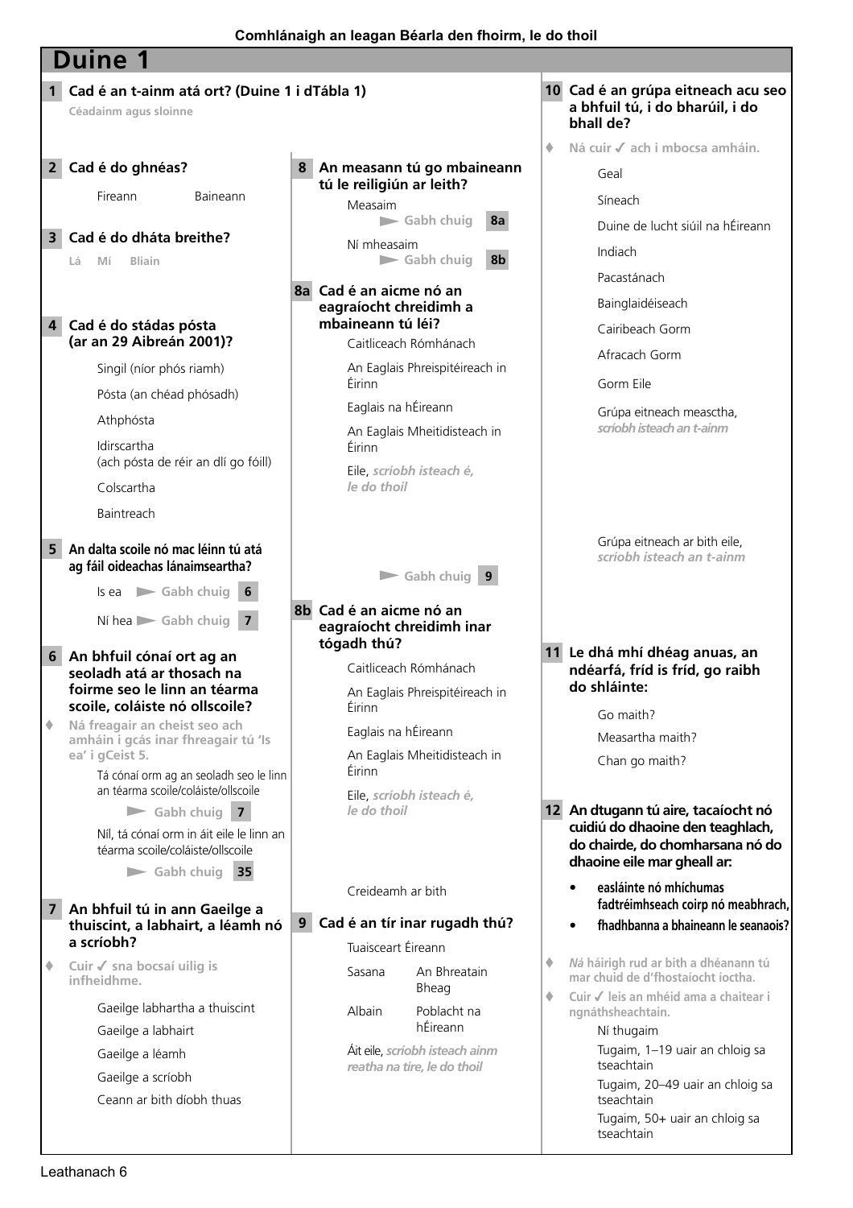**Comhlánaigh an leagan Béarla den fhoirm, le do thoil**

# Duine 1

**1 Cad é an t-ainm atá ort? (Duine 1 i dTábla 1)**

Céadainm agus sloinne

**2 Cad é do ghnéas?**

- Fireann
- Baineann

**3 Cad é do dháta breithe?**

Lá Mí Bliain

**4 Cad é do stádas pósta (ar an 29 Aibreán 2001)?**

- Singil (níor phós riamh)
- Pósta (an chéad phósadh)
- Athphósta
- Idirscartha (ach pósta de réir an dlí go fóill)
- Colscartha
- Baintreach

**5 An dalta scoile nó mac léinn tú atá ag fáil oideachas lánaimseartha?**

- Is ea ► Gabh chuig **6**
- Ní hea ► Gabh chuig **7**

**6 An bhfuil cónaí ort ag an seoladh atá ar thosach na foirme seo le linn an téarma scoile, coláiste nó ollscoile?**

♦ Ná freagair an cheist seo ach amháin i gcás inar fhreagair tú 'Is ea' i gCeist 5.

- Tá cónaí orm ag an seoladh seo le linn an téarma scoile/coláiste/ollscoile ► Gabh chuig **7**
- Níl, tá cónaí orm in áit eile le linn an téarma scoile/coláiste/ollscoile ► Gabh chuig **35**

**7 An bhfuil tú in ann Gaeilge a thuiscint, a labhairt, a léamh nó a scríobh?**

♦ Cuir ✓ sna bocsaí uilig is infheidhme.

- Gaeilge labhartha a thuiscint
- Gaeilge a labhairt
- Gaeilge a léamh
- Gaeilge a scríobh
- Ceann ar bith díobh thuas

**8 An measann tú go mbaineann tú le reiligiún ar leith?**

- Measaim ► Gabh chuig **8a**
- Ní mheasaim ► Gabh chuig **8b**

**8a Cad é an aicme nó an eagraíocht chreidimh a mbaineann tú léi?**

- Caitliceach Rómhánach
- An Eaglais Phreispitéireach in Éirinn
- Eaglais na hÉireann
- An Eaglais Mheitidisteach in Éirinn
- Eile, *scríobh isteach é, le do thoil*

► Gabh chuig **9**

**8b Cad é an aicme nó an eagraíocht chreidimh inar tógadh thú?**

- Caitliceach Rómhánach
- An Eaglais Phreispitéireach in Éirinn
- Eaglais na hÉireann
- An Eaglais Mheitidisteach in Éirinn
- Eile, *scríobh isteach é, le do thoil*
- Creideamh ar bith

**9 Cad é an tír inar rugadh thú?**

- Tuaisceart Éireann
- Sasana
- An Bhreatain Bheag
- Albain
- Poblacht na hÉireann
- Áit eile, *scríobh isteach ainm reatha na tíre, le do thoil*

**10 Cad é an grúpa eitneach acu seo a bhfuil tú, i do bharúil, i do bhall de?**

♦ Ná cuir ✓ ach i mbocsa amháin.

- Geal
- Síneach
- Duine de lucht siúil na hÉireann
- Indiach
- Pacastánach
- Bainglaidéiseach
- Cairibeach Gorm
- Afracach Gorm
- Gorm Eile
- Grúpa eitneach measctha, *scríobh isteach an t-ainm*
- Grúpa eitneach ar bith eile, *scríobh isteach an t-ainm*

**11 Le dhá mhí dhéag anuas, an ndéarfá, fríd is fríd, go raibh do shláinte:**

- Go maith?
- Measartha maith?
- Chan go maith?

**12 An dtugann tú aire, tacaíocht nó cuidiú do dhaoine den teaghlach, do chairde, do chomharsana nó do dhaoine eile mar gheall ar:**

- easláinte nó mhíchumas fadtréimhseach coirp nó meabhrach,
- fhadhbanna a bhaineann le seanaois?

♦ *Ná* háirigh rud ar bith a dhéanann tú mar chuid de d'fhostaíocht íoctha.

♦ Cuir ✓ leis an méid ama a chaitear i ngnáthsheachtain.

- Ní thugaim
- Tugaim, 1–19 uair an chloig sa tseachtain
- Tugaim, 20–49 uair an chloig sa tseachtain
- Tugaim, 50+ uair an chloig sa tseachtain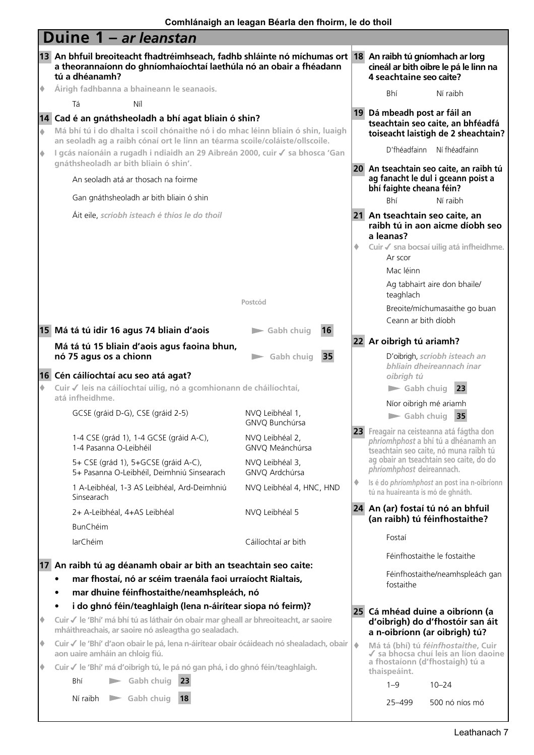Comhlánaigh an leagan Béarla den fhoirm, le do thoil

# Duine 1 – *ar leanstan*

**13 An bhfuil breoiteacht fhadtréimhseach, fadhb shláinte nó míchumas ort a theorannaíonn do ghníomhaíochtaí laethúla nó an obair a fhéadann tú a dhéanamh?**

♦ Áirigh fadhbanna a bhaineann le seanaois.

Tá　Níl

**14 Cad é an gnáthsheoladh a bhí agat bliain ó shin?**

♦ Má bhí tú i do dhalta i scoil chónaithe nó i do mhac léinn bliain ó shin, luaigh an seoladh ag a raibh cónaí ort le linn an téarma scoile/coláiste/ollscoile.

♦ I gcás naíonáin a rugadh i ndiaidh an 29 Aibreán 2000, cuir ✓ sa bhosca 'Gan gnáthsheoladh ar bith bliain ó shin'.

An seoladh atá ar thosach na foirme

Gan gnáthsheoladh ar bith bliain ó shin

Áit eile, *scríobh isteach é thíos le do thoil*

Postcód

**15 Má tá tú idir 16 agus 74 bliain d'aois** ► Gabh chuig **16**

**Má tá tú 15 bliain d'aois agus faoina bhun, nó 75 agus os a chionn** ► Gabh chuig **35**

**16 Cén cáilíochtaí acu seo atá agat?**

♦ Cuir ✓ leis na cáilíochtaí uilig, nó a gcomhionann de cháilíochtaí, atá infheidhme.

| | |
|---|---|
| GCSE (gráid D-G), CSE (gráid 2-5) | NVQ Leibhéal 1, GNVQ Bunchúrsa |
| 1-4 CSE (grád 1), 1-4 GCSE (gráid A-C), 1-4 Pasanna O-Leibhéil | NVQ Leibhéal 2, GNVQ Meánchúrsa |
| 5+ CSE (grád 1), 5+GCSE (gráid A-C), 5+ Pasanna O-Leibhéil, Deimhniú Sinsearach | NVQ Leibhéal 3, GNVQ Ardchúrsa |
| 1 A-Leibhéal, 1-3 AS Leibhéal, Ard-Deimhniú Sinsearach | NVQ Leibhéal 4, HNC, HND |
| 2+ A-Leibhéal, 4+AS Leibhéal | NVQ Leibhéal 5 |
| BunChéim | |
| IarChéim | Cáilíochtaí ar bith |

**17 An raibh tú ag déanamh obair ar bith an tseachtain seo caite:**

- **mar fhostaí, nó ar scéim traenála faoi urraíocht Rialtais,**
- **mar dhuine féinfhostaithe/neamhspleách, nó**
- **i do ghnó féin/teaghlaigh (lena n-áirítear siopa nó feirm)?**

♦ Cuir ✓ le 'Bhí' má bhí tú as láthair ón obair mar gheall ar bhreoiteacht, ar saoire mháithreachais, ar saoire nó asleagtha go sealadach.

♦ Cuir ✓ le 'Bhí' d'aon obair le pá, lena n-áirítear obair ócáideach nó shealadach, obair aon uaire amháin an chloig fiú.

♦ Cuir ✓ le 'Bhí' má d'oibrigh tú, le pá nó gan phá, i do ghnó féin/teaghlaigh.

Bhí ► Gabh chuig **23**

Ní raibh ► Gabh chuig **18**

**18 An raibh tú gníomhach ar lorg cineál ar bith oibre le pá le linn na 4 seachtaine seo caite?**

Bhí　Ní raibh

**19 Dá mbeadh post ar fáil an tseachtain seo caite, an bhféadfá toiseacht laistigh de 2 sheachtain?**

D'fhéadfainn　Ní fhéadfainn

**20 An tseachtain seo caite, an raibh tú ag fanacht le dul i gceann poist a bhí faighte cheana féin?**

Bhí　Ní raibh

**21 An tseachtain seo caite, an raibh tú in aon aicme díobh seo a leanas?**

♦ Cuir ✓ sna bocsaí uilig atá infheidhme.

Ar scor

Mac léinn

Ag tabhairt aire don bhaile/teaghlach

Breoite/míchumasaithe go buan

Ceann ar bith díobh

**22 Ar oibrigh tú ariamh?**

D'oibrigh, *scríobh isteach an bhliain dheireannach inar oibrigh tú*

► Gabh chuig **23**

Níor oibrigh mé ariamh

► Gabh chuig **35**

**23** Freagair na ceisteanna atá fágtha don *phríomhphost* a bhí tú a dhéanamh an tseachtain seo caite, nó muna raibh tú ag obair an tseachtain seo caite, do do *phríomhphost* deireannach.

♦ Is é do *phríomhphost* an post ina n-oibríonn tú na huaireanta is mó de ghnáth.

**24 An (ar) fostaí tú nó an bhfuil (an raibh) tú féinfhostaithe?**

Fostaí

Féinfhostaithe le fostaithe

Féinfhostaithe/neamhspleách gan fostaithe

**25 Cá mhéad duine a oibríonn (a d'oibrigh) do d'fhostóir san áit a n-oibríonn (ar oibrigh) tú?**

♦ Má tá (bhí) tú *féinfhostaithe*, Cuir ✓ sa bhocsa chuí leis an líon daoine a fhostaíonn (d'fhostaigh) tú a thaispeáint.

1–9　10–24

25–499　500 nó níos mó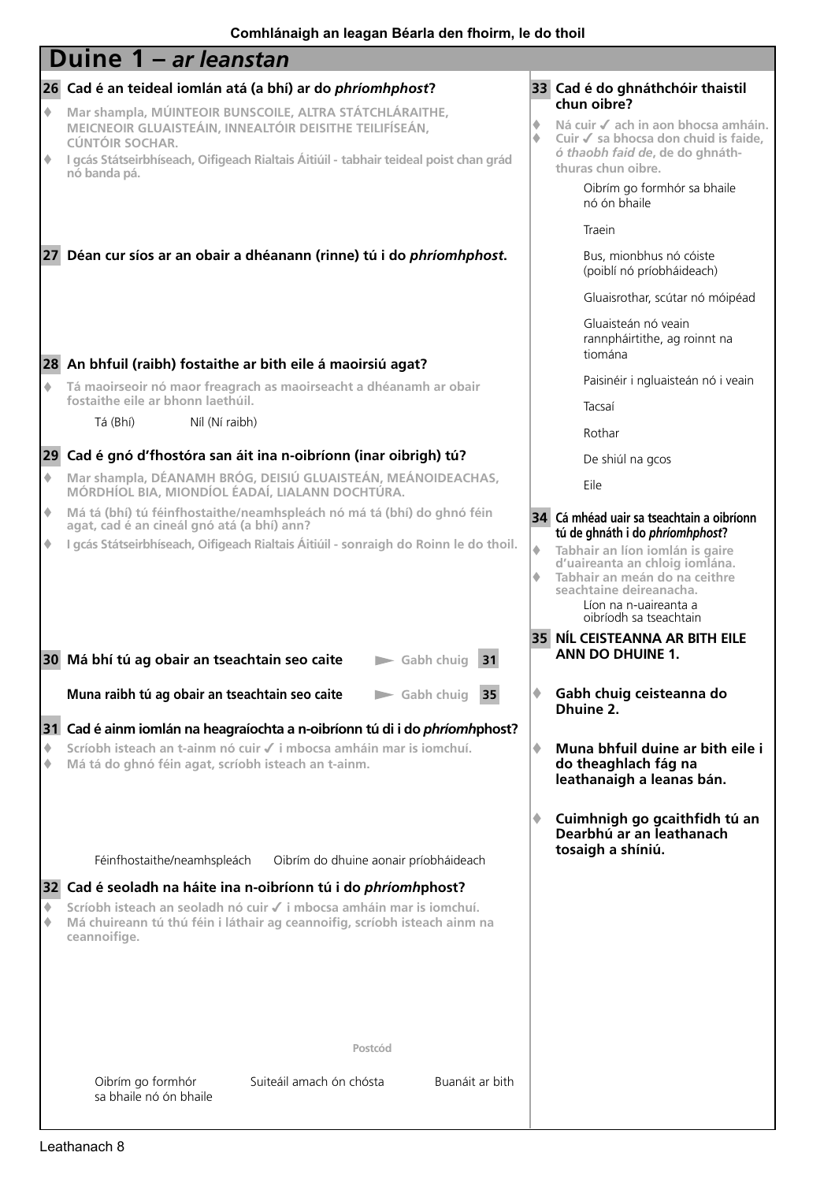Comhlánaigh an leagan Béarla den fhoirm, le do thoil

# Duine 1 – *ar leanstan*

**26 Cad é an teideal iomlán atá (a bhí) ar do *phríomhphost*?**

- Mar shampla, MÚINTEOIR BUNSCOILE, ALTRA STÁTCHLÁRAITHE, MEICNEOIR GLUAISTEÁIN, INNEALTÓIR DEISITHE TEILIFÍSEÁN, CÚNTÓIR SOCHAR.
- I gcás Státseirbhíseach, Oifigeach Rialtais Áitiúil - tabhair teideal poist chan grád nó banda pá.

**27 Déan cur síos ar an obair a dhéanann (rinne) tú i do *phríomhphost*.**

**28 An bhfuil (raibh) fostaithe ar bith eile á maoirsiú agat?**

- Tá maoirseoir nó maor freagrach as maoirseacht a dhéanamh ar obair fostaithe eile ar bhonn laethúil.

Tá (Bhí)     Níl (Ní raibh)

**29 Cad é gnó d'fhostóra san áit ina n-oibríonn (inar oibrigh) tú?**

- Mar shampla, DÉANAMH BRÓG, DEISIÚ GLUAISTEÁN, MEÁNOIDEACHAS, MÓRDHÍOL BIA, MIONDÍOL ÉADAÍ, LIALANN DOCHTÚRA.
- Má tá (bhí) tú féinfhostaithe/neamhspleách nó má tá (bhí) do ghnó féin agat, cad é an cineál gnó atá (a bhí) ann?
- I gcás Státseirbhíseach, Oifigeach Rialtais Áitiúil - sonraigh do Roinn le do thoil.

**30 Má bhí tú ag obair an tseachtain seo caite** ► Gabh chuig **31**

**Muna raibh tú ag obair an tseachtain seo caite** ► Gabh chuig **35**

**31 Cad é ainm iomlán na heagraíochta a n-oibríonn tú di i do *phríomh*phost?**

- Scríobh isteach an t-ainm nó cuir ✓ i mbocsa amháin mar is iomchuí.
- Má tá do ghnó féin agat, scríobh isteach an t-ainm.

Féinfhostaithe/neamhspleách     Oibrím do dhuine aonair príobháideach

**32 Cad é seoladh na háite ina n-oibríonn tú i do *phríomh*phost?**

- Scríobh isteach an seoladh nó cuir ✓ i mbocsa amháin mar is iomchuí.
- Má chuireann tú thú féin i láthair ag ceannoifig, scríobh isteach ainm na ceannoifige.

Postcód

Oibrím go formhór sa bhaile nó ón bhaile     Suiteáil amach ón chósta     Buanáit ar bith

**33 Cad é do ghnáthchóir thaistil chun oibre?**

- Ná cuir ✓ ach in aon bhocsa amháin.
- Cuir ✓ sa bhocsa don chuid is faide, *ó thaobh faid de*, de do ghnáth-thuras chun oibre.

Oibrím go formhór sa bhaile nó ón bhaile

Traein

Bus, mionbhus nó cóiste (poiblí nó príobháideach)

Gluaisrothar, scútar nó móipéad

Gluaisteán nó veain rannpháirtithe, ag roinnt na tiomána

Paisinéir i ngluaisteán nó i veain

Tacsaí

Rothar

De shiúl na gcos

Eile

**34 Cá mhéad uair sa tseachtain a oibríonn tú de ghnáth i do *phríomhphost*?**

- Tabhair an líon iomlán is gaire d'uaireanta an chloig iomlána.
- Tabhair an meán do na ceithre seachtaine deireanacha.

Líon na n-uaireanta a oibríodh sa tseachtain

**35 NÍL CEISTEANNA AR BITH EILE ANN DO DHUINE 1.**

- **Gabh chuig ceisteanna do Dhuine 2.**
- **Muna bhfuil duine ar bith eile i do theaghlach fág na leathanaigh a leanas bán.**
- **Cuimhnigh go gcaithfidh tú an Dearbhú ar an leathanach tosaigh a shíniú.**